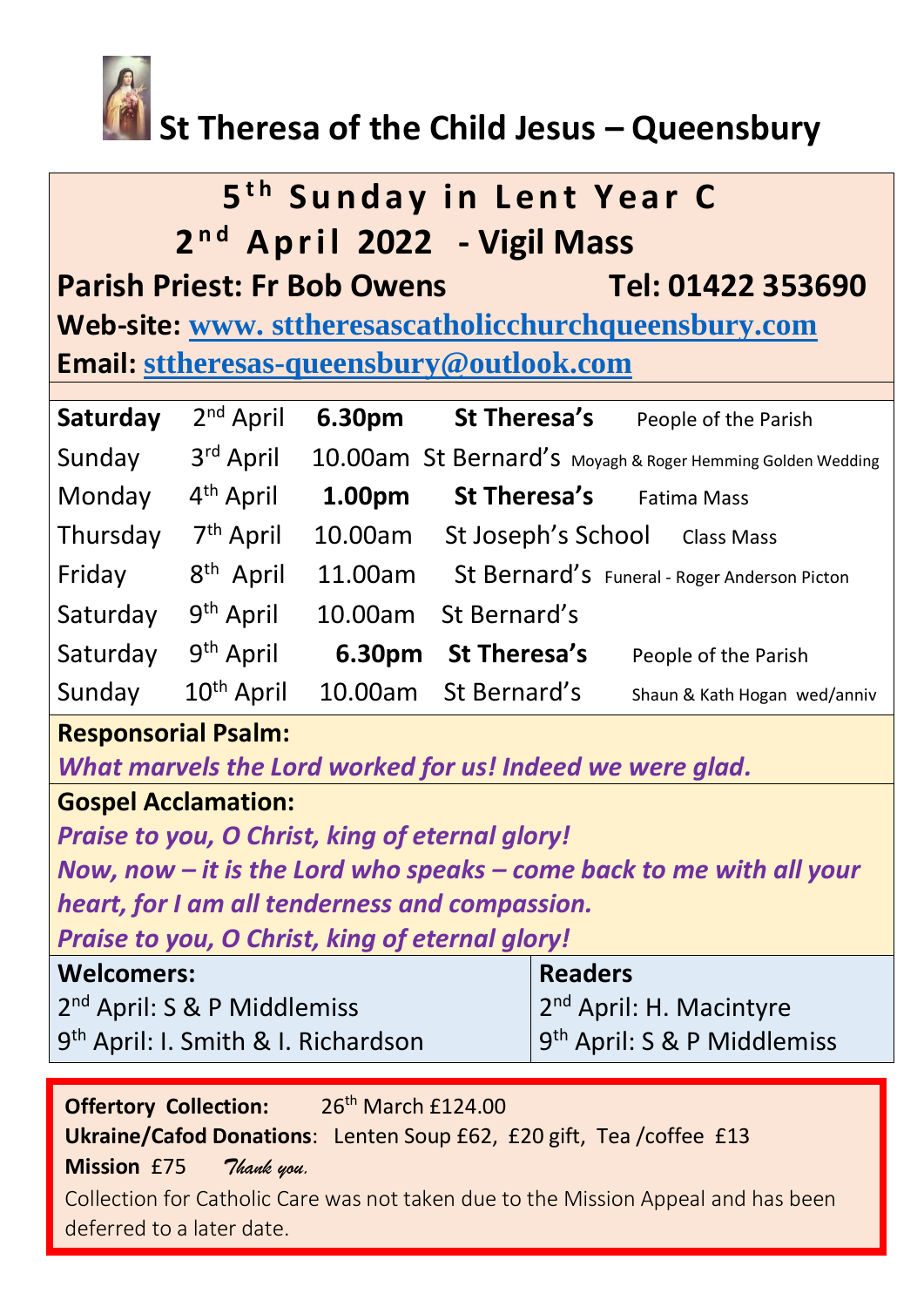# St Theresa of the Child Jesus – Queensbury

## 5th Sunday in Lent Year C
## 2nd April 2022 - Vigil Mass

**Parish Priest: Fr Bob Owens Tel: 01422 353690**

**Web-site:** www. sttheresascatholicchurchqueensbury.com

**Email:** sttheresas-queensbury@outlook.com

| | | | | |
|---|---|---|---|---|
| **Saturday** | 2nd April | **6.30pm** | **St Theresa's** | People of the Parish |
| Sunday | 3rd April | 10.00am | St Bernard's | Moyagh & Roger Hemming Golden Wedding |
| Monday | 4th April | **1.00pm** | **St Theresa's** | Fatima Mass |
| Thursday | 7th April | 10.00am | St Joseph's School | Class Mass |
| Friday | 8th April | 11.00am | St Bernard's | Funeral - Roger Anderson Picton |
| Saturday | 9th April | 10.00am | St Bernard's | |
| Saturday | 9th April | **6.30pm** | **St Theresa's** | People of the Parish |
| Sunday | 10th April | 10.00am | St Bernard's | Shaun & Kath Hogan wed/anniv |

**Responsorial Psalm:**
***What marvels the Lord worked for us! Indeed we were glad.***

**Gospel Acclamation:**
***Praise to you, O Christ, king of eternal glory!***
***Now, now – it is the Lord who speaks – come back to me with all your heart, for I am all tenderness and compassion.***
***Praise to you, O Christ, king of eternal glory!***

| **Welcomers:** | **Readers** |
|---|---|
| 2nd April: S & P Middlemiss | 2nd April: H. Macintyre |
| 9th April: I. Smith & I. Richardson | 9th April: S & P Middlemiss |

**Offertory Collection:** 26th March £124.00
**Ukraine/Cafod Donations**: Lenten Soup £62, £20 gift, Tea /coffee £13
**Mission** £75 *Thank you.*
Collection for Catholic Care was not taken due to the Mission Appeal and has been deferred to a later date.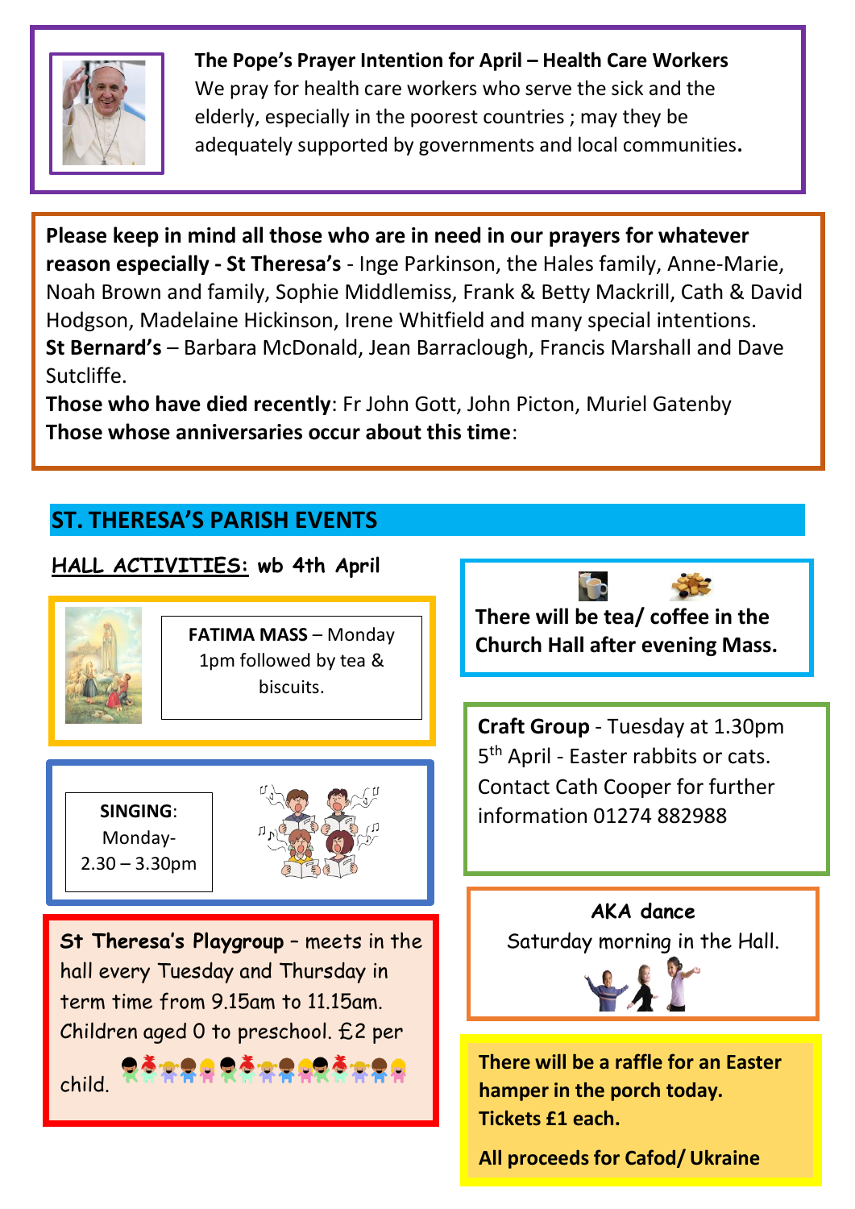**The Pope's Prayer Intention for April – Health Care Workers**
We pray for health care workers who serve the sick and the elderly, especially in the poorest countries ; may they be adequately supported by governments and local communities.

**Please keep in mind all those who are in need in our prayers for whatever reason especially - St Theresa's** - Inge Parkinson, the Hales family, Anne-Marie, Noah Brown and family, Sophie Middlemiss, Frank & Betty Mackrill, Cath & David Hodgson, Madelaine Hickinson, Irene Whitfield and many special intentions.
**St Bernard's** – Barbara McDonald, Jean Barraclough, Francis Marshall and Dave Sutcliffe.
**Those who have died recently**: Fr John Gott, John Picton, Muriel Gatenby
**Those whose anniversaries occur about this time**:

## ST. THERESA'S PARISH EVENTS

**HALL ACTIVITIES: wb 4th April**

**FATIMA MASS** – Monday 1pm followed by tea & biscuits.

**SINGING**: Monday- 2.30 – 3.30pm

**St Theresa's Playgroup** – meets in the hall every Tuesday and Thursday in term time from 9.15am to 11.15am. Children aged 0 to preschool. £2 per child.

**There will be tea/ coffee in the Church Hall after evening Mass.**

**Craft Group** - Tuesday at 1.30pm 5th April - Easter rabbits or cats. Contact Cath Cooper for further information 01274 882988

**AKA dance**
Saturday morning in the Hall.

**There will be a raffle for an Easter hamper in the porch today. Tickets £1 each.**

**All proceeds for Cafod/ Ukraine**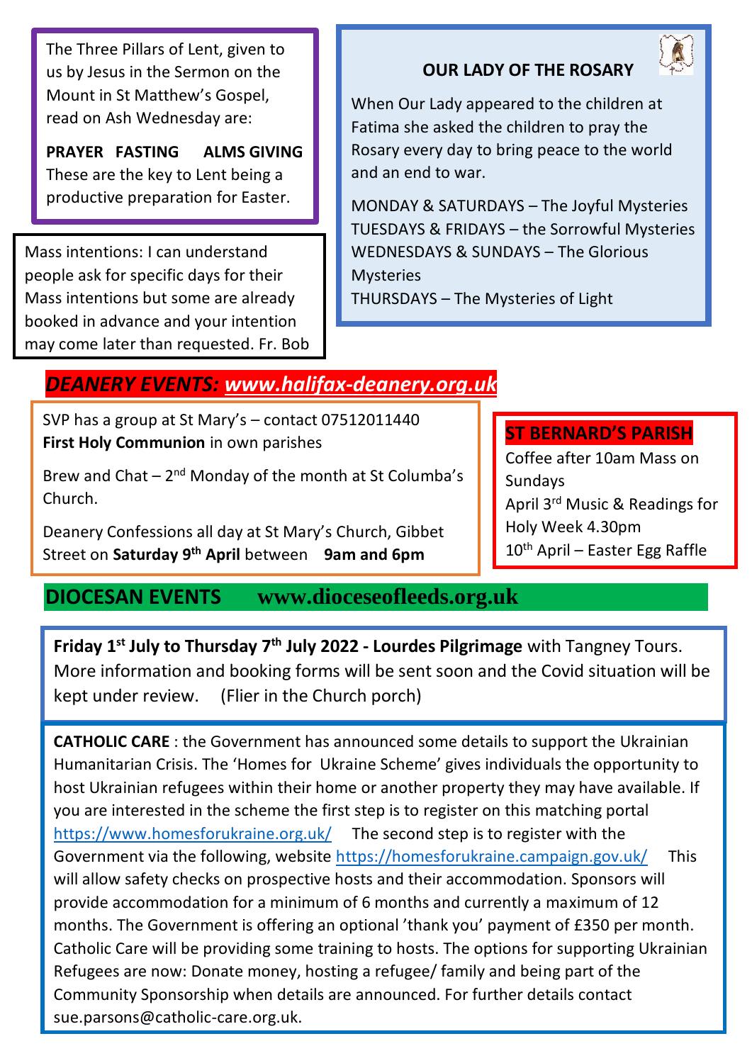The Three Pillars of Lent, given to us by Jesus in the Sermon on the Mount in St Matthew's Gospel, read on Ash Wednesday are:

**PRAYER FASTING ALMS GIVING**
These are the key to Lent being a productive preparation for Easter.

Mass intentions: I can understand people ask for specific days for their Mass intentions but some are already booked in advance and your intention may come later than requested. Fr. Bob

### OUR LADY OF THE ROSARY

When Our Lady appeared to the children at Fatima she asked the children to pray the Rosary every day to bring peace to the world and an end to war.

MONDAY & SATURDAYS – The Joyful Mysteries
TUESDAYS & FRIDAYS – the Sorrowful Mysteries
WEDNESDAYS & SUNDAYS – The Glorious Mysteries
THURSDAYS – The Mysteries of Light

## *DEANERY EVENTS:* *www.halifax-deanery.org.uk*

SVP has a group at St Mary's – contact 07512011440
**First Holy Communion** in own parishes

Brew and Chat – 2nd Monday of the month at St Columba's Church.

Deanery Confessions all day at St Mary's Church, Gibbet Street on **Saturday 9th April** between **9am and 6pm**

### ST BERNARD'S PARISH

Coffee after 10am Mass on Sundays
April 3rd Music & Readings for Holy Week 4.30pm
10th April – Easter Egg Raffle

## DIOCESAN EVENTS www.dioceseofleeds.org.uk

**Friday 1st July to Thursday 7th July 2022 - Lourdes Pilgrimage** with Tangney Tours. More information and booking forms will be sent soon and the Covid situation will be kept under review. (Flier in the Church porch)

**CATHOLIC CARE** : the Government has announced some details to support the Ukrainian Humanitarian Crisis. The 'Homes for Ukraine Scheme' gives individuals the opportunity to host Ukrainian refugees within their home or another property they may have available. If you are interested in the scheme the first step is to register on this matching portal https://www.homesforukraine.org.uk/ The second step is to register with the Government via the following, website https://homesforukraine.campaign.gov.uk/ This will allow safety checks on prospective hosts and their accommodation. Sponsors will provide accommodation for a minimum of 6 months and currently a maximum of 12 months. The Government is offering an optional 'thank you' payment of £350 per month. Catholic Care will be providing some training to hosts. The options for supporting Ukrainian Refugees are now: Donate money, hosting a refugee/ family and being part of the Community Sponsorship when details are announced. For further details contact sue.parsons@catholic-care.org.uk.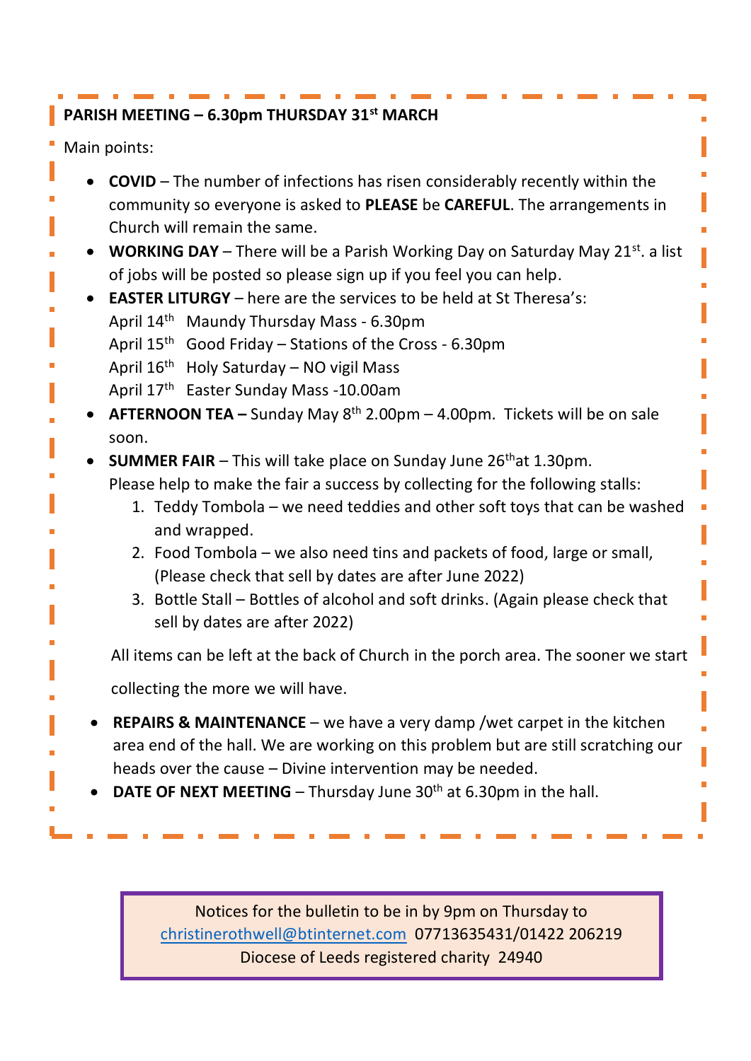**PARISH MEETING – 6.30pm THURSDAY 31st MARCH**

Main points:

- **COVID** – The number of infections has risen considerably recently within the community so everyone is asked to **PLEASE** be **CAREFUL**. The arrangements in Church will remain the same.
- **WORKING DAY** – There will be a Parish Working Day on Saturday May 21st. a list of jobs will be posted so please sign up if you feel you can help.
- **EASTER LITURGY** – here are the services to be held at St Theresa's:
  April 14th Maundy Thursday Mass - 6.30pm
  April 15th Good Friday – Stations of the Cross - 6.30pm
  April 16th Holy Saturday – NO vigil Mass
  April 17th Easter Sunday Mass -10.00am
- **AFTERNOON TEA –** Sunday May 8th 2.00pm – 4.00pm. Tickets will be on sale soon.
- **SUMMER FAIR** – This will take place on Sunday June 26th at 1.30pm.
  Please help to make the fair a success by collecting for the following stalls:
  1. Teddy Tombola – we need teddies and other soft toys that can be washed and wrapped.
  2. Food Tombola – we also need tins and packets of food, large or small, (Please check that sell by dates are after June 2022)
  3. Bottle Stall – Bottles of alcohol and soft drinks. (Again please check that sell by dates are after 2022)

  All items can be left at the back of Church in the porch area. The sooner we start collecting the more we will have.

- **REPAIRS & MAINTENANCE** – we have a very damp /wet carpet in the kitchen area end of the hall. We are working on this problem but are still scratching our heads over the cause – Divine intervention may be needed.
- **DATE OF NEXT MEETING** – Thursday June 30th at 6.30pm in the hall.

Notices for the bulletin to be in by 9pm on Thursday to christinerothwell@btinternet.com 07713635431/01422 206219
Diocese of Leeds registered charity 24940